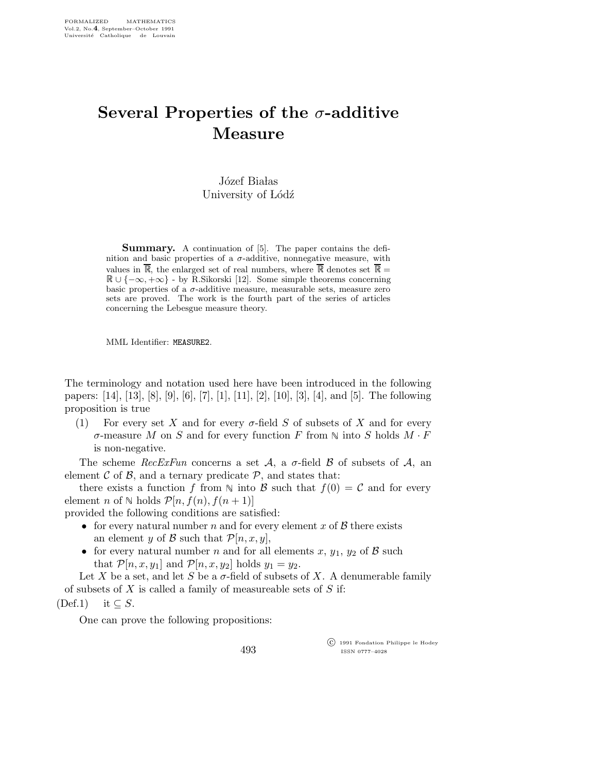# Several Properties of the $\sigma$-additive Measure

Józef Białas
University of Łódź

**Summary.** A continuation of [5]. The paper contains the definition and basic properties of a $\sigma$-additive, nonnegative measure, with values in $\overline{\mathbb{R}}$, the enlarged set of real numbers, where $\overline{\mathbb{R}}$ denotes set $\overline{\mathbb{R}} = \mathbb{R} \cup \{-\infty, +\infty\}$ - by R.Sikorski [12]. Some simple theorems concerning basic properties of a $\sigma$-additive measure, measurable sets, measure zero sets are proved. The work is the fourth part of the series of articles concerning the Lebesgue measure theory.

MML Identifier: MEASURE2.

The terminology and notation used here have been introduced in the following papers: [14], [13], [8], [9], [6], [7], [1], [11], [2], [10], [3], [4], and [5]. The following proposition is true

(1) For every set $X$ and for every $\sigma$-field $S$ of subsets of $X$ and for every $\sigma$-measure $M$ on $S$ and for every function $F$ from $\mathbb{N}$ into $S$ holds $M \cdot F$ is non-negative.

The scheme *RecExFun* concerns a set $\mathcal{A}$, a $\sigma$-field $\mathcal{B}$ of subsets of $\mathcal{A}$, an element $\mathcal{C}$ of $\mathcal{B}$, and a ternary predicate $\mathcal{P}$, and states that:

there exists a function $f$ from $\mathbb{N}$ into $\mathcal{B}$ such that $f(0) = \mathcal{C}$ and for every element $n$ of $\mathbb{N}$ holds $\mathcal{P}[n, f(n), f(n+1)]$

provided the following conditions are satisfied:

- for every natural number $n$ and for every element $x$ of $\mathcal{B}$ there exists an element $y$ of $\mathcal{B}$ such that $\mathcal{P}[n, x, y]$,
- for every natural number $n$ and for all elements $x$, $y_1$, $y_2$ of $\mathcal{B}$ such that $\mathcal{P}[n, x, y_1]$ and $\mathcal{P}[n, x, y_2]$ holds $y_1 = y_2$.

Let $X$ be a set, and let $S$ be a $\sigma$-field of subsets of $X$. A denumerable family of subsets of $X$ is called a family of measureable sets of $S$ if:

(Def.1) it $\subseteq S$.

One can prove the following propositions: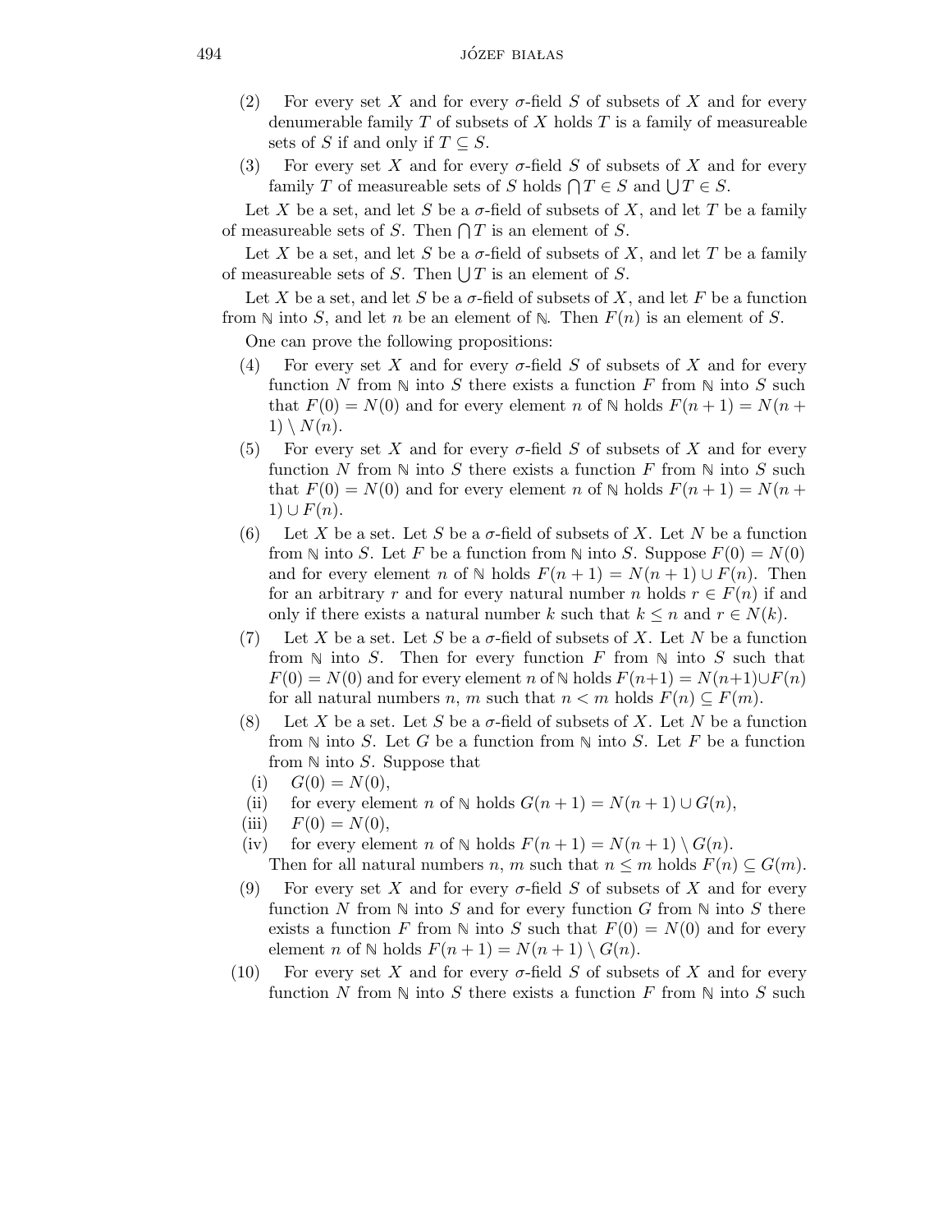(2) For every set $X$ and for every $\sigma$-field $S$ of subsets of $X$ and for every denumerable family $T$ of subsets of $X$ holds $T$ is a family of measureable sets of $S$ if and only if $T \subseteq S$.

(3) For every set $X$ and for every $\sigma$-field $S$ of subsets of $X$ and for every family $T$ of measureable sets of $S$ holds $\bigcap T \in S$ and $\bigcup T \in S$.

Let $X$ be a set, and let $S$ be a $\sigma$-field of subsets of $X$, and let $T$ be a family of measureable sets of $S$. Then $\bigcap T$ is an element of $S$.

Let $X$ be a set, and let $S$ be a $\sigma$-field of subsets of $X$, and let $T$ be a family of measureable sets of $S$. Then $\bigcup T$ is an element of $S$.

Let $X$ be a set, and let $S$ be a $\sigma$-field of subsets of $X$, and let $F$ be a function from $\mathbb{N}$ into $S$, and let $n$ be an element of $\mathbb{N}$. Then $F(n)$ is an element of $S$.

One can prove the following propositions:

(4) For every set $X$ and for every $\sigma$-field $S$ of subsets of $X$ and for every function $N$ from $\mathbb{N}$ into $S$ there exists a function $F$ from $\mathbb{N}$ into $S$ such that $F(0) = N(0)$ and for every element $n$ of $\mathbb{N}$ holds $F(n+1) = N(n+1) \setminus N(n)$.

(5) For every set $X$ and for every $\sigma$-field $S$ of subsets of $X$ and for every function $N$ from $\mathbb{N}$ into $S$ there exists a function $F$ from $\mathbb{N}$ into $S$ such that $F(0) = N(0)$ and for every element $n$ of $\mathbb{N}$ holds $F(n+1) = N(n+1) \cup F(n)$.

(6) Let $X$ be a set. Let $S$ be a $\sigma$-field of subsets of $X$. Let $N$ be a function from $\mathbb{N}$ into $S$. Let $F$ be a function from $\mathbb{N}$ into $S$. Suppose $F(0) = N(0)$ and for every element $n$ of $\mathbb{N}$ holds $F(n+1) = N(n+1) \cup F(n)$. Then for an arbitrary $r$ and for every natural number $n$ holds $r \in F(n)$ if and only if there exists a natural number $k$ such that $k \leq n$ and $r \in N(k)$.

(7) Let $X$ be a set. Let $S$ be a $\sigma$-field of subsets of $X$. Let $N$ be a function from $\mathbb{N}$ into $S$. Then for every function $F$ from $\mathbb{N}$ into $S$ such that $F(0) = N(0)$ and for every element $n$ of $\mathbb{N}$ holds $F(n+1) = N(n+1) \cup F(n)$ for all natural numbers $n$, $m$ such that $n < m$ holds $F(n) \subseteq F(m)$.

(8) Let $X$ be a set. Let $S$ be a $\sigma$-field of subsets of $X$. Let $N$ be a function from $\mathbb{N}$ into $S$. Let $G$ be a function from $\mathbb{N}$ into $S$. Let $F$ be a function from $\mathbb{N}$ into $S$. Suppose that

(i) $G(0) = N(0)$,

(ii) for every element $n$ of $\mathbb{N}$ holds $G(n+1) = N(n+1) \cup G(n)$,

(iii) $F(0) = N(0)$,

(iv) for every element $n$ of $\mathbb{N}$ holds $F(n+1) = N(n+1) \setminus G(n)$.

Then for all natural numbers $n$, $m$ such that $n \leq m$ holds $F(n) \subseteq G(m)$.

(9) For every set $X$ and for every $\sigma$-field $S$ of subsets of $X$ and for every function $N$ from $\mathbb{N}$ into $S$ and for every function $G$ from $\mathbb{N}$ into $S$ there exists a function $F$ from $\mathbb{N}$ into $S$ such that $F(0) = N(0)$ and for every element $n$ of $\mathbb{N}$ holds $F(n+1) = N(n+1) \setminus G(n)$.

(10) For every set $X$ and for every $\sigma$-field $S$ of subsets of $X$ and for every function $N$ from $\mathbb{N}$ into $S$ there exists a function $F$ from $\mathbb{N}$ into $S$ such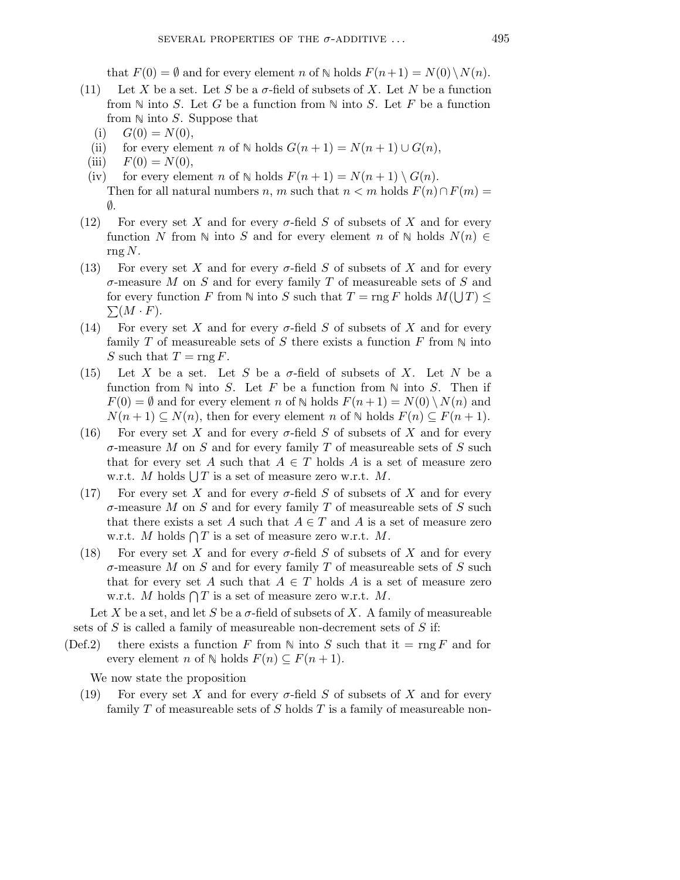that $F(0) = \emptyset$ and for every element $n$ of $\mathbb{N}$ holds $F(n+1) = N(0) \setminus N(n)$.

(11) Let $X$ be a set. Let $S$ be a $\sigma$-field of subsets of $X$. Let $N$ be a function from $\mathbb{N}$ into $S$. Let $G$ be a function from $\mathbb{N}$ into $S$. Let $F$ be a function from $\mathbb{N}$ into $S$. Suppose that

- (i) $G(0) = N(0)$,
- (ii) for every element $n$ of $\mathbb{N}$ holds $G(n+1) = N(n+1) \cup G(n)$,
- (iii) $F(0) = N(0)$,
- (iv) for every element $n$ of $\mathbb{N}$ holds $F(n+1) = N(n+1) \setminus G(n)$.

Then for all natural numbers $n$, $m$ such that $n < m$ holds $F(n) \cap F(m) = \emptyset$.

(12) For every set $X$ and for every $\sigma$-field $S$ of subsets of $X$ and for every function $N$ from $\mathbb{N}$ into $S$ and for every element $n$ of $\mathbb{N}$ holds $N(n) \in \operatorname{rng} N$.

(13) For every set $X$ and for every $\sigma$-field $S$ of subsets of $X$ and for every $\sigma$-measure $M$ on $S$ and for every family $T$ of measureable sets of $S$ and for every function $F$ from $\mathbb{N}$ into $S$ such that $T = \operatorname{rng} F$ holds $M(\bigcup T) \leq \sum(M \cdot F)$.

(14) For every set $X$ and for every $\sigma$-field $S$ of subsets of $X$ and for every family $T$ of measureable sets of $S$ there exists a function $F$ from $\mathbb{N}$ into $S$ such that $T = \operatorname{rng} F$.

(15) Let $X$ be a set. Let $S$ be a $\sigma$-field of subsets of $X$. Let $N$ be a function from $\mathbb{N}$ into $S$. Let $F$ be a function from $\mathbb{N}$ into $S$. Then if $F(0) = \emptyset$ and for every element $n$ of $\mathbb{N}$ holds $F(n+1) = N(0) \setminus N(n)$ and $N(n+1) \subseteq N(n)$, then for every element $n$ of $\mathbb{N}$ holds $F(n) \subseteq F(n+1)$.

(16) For every set $X$ and for every $\sigma$-field $S$ of subsets of $X$ and for every $\sigma$-measure $M$ on $S$ and for every family $T$ of measureable sets of $S$ such that for every set $A$ such that $A \in T$ holds $A$ is a set of measure zero w.r.t. $M$ holds $\bigcup T$ is a set of measure zero w.r.t. $M$.

(17) For every set $X$ and for every $\sigma$-field $S$ of subsets of $X$ and for every $\sigma$-measure $M$ on $S$ and for every family $T$ of measureable sets of $S$ such that there exists a set $A$ such that $A \in T$ and $A$ is a set of measure zero w.r.t. $M$ holds $\bigcap T$ is a set of measure zero w.r.t. $M$.

(18) For every set $X$ and for every $\sigma$-field $S$ of subsets of $X$ and for every $\sigma$-measure $M$ on $S$ and for every family $T$ of measureable sets of $S$ such that for every set $A$ such that $A \in T$ holds $A$ is a set of measure zero w.r.t. $M$ holds $\bigcap T$ is a set of measure zero w.r.t. $M$.

Let $X$ be a set, and let $S$ be a $\sigma$-field of subsets of $X$. A family of measureable sets of $S$ is called a family of measureable non-decrement sets of $S$ if:

(Def.2) there exists a function $F$ from $\mathbb{N}$ into $S$ such that it $= \operatorname{rng} F$ and for every element $n$ of $\mathbb{N}$ holds $F(n) \subseteq F(n+1)$.

We now state the proposition

(19) For every set $X$ and for every $\sigma$-field $S$ of subsets of $X$ and for every family $T$ of measureable sets of $S$ holds $T$ is a family of measureable non-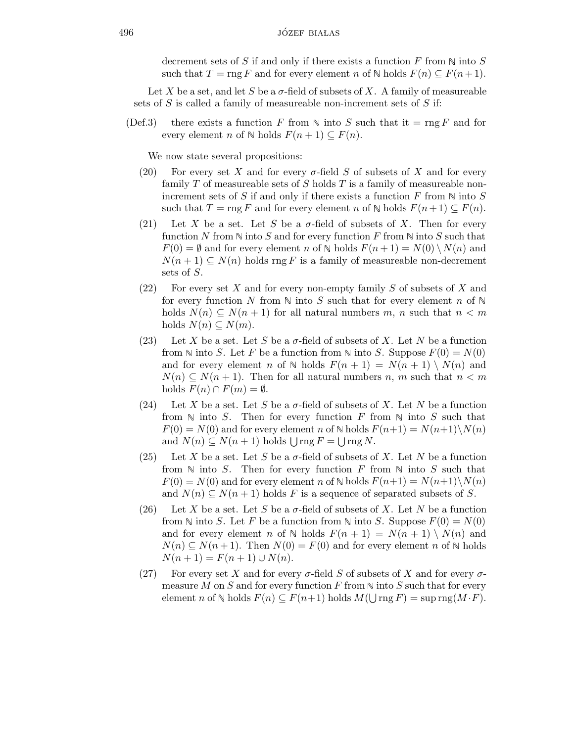decrement sets of $S$ if and only if there exists a function $F$ from $\mathbb{N}$ into $S$ such that $T = \operatorname{rng} F$ and for every element $n$ of $\mathbb{N}$ holds $F(n) \subseteq F(n+1)$.

Let $X$ be a set, and let $S$ be a $\sigma$-field of subsets of $X$. A family of measureable sets of $S$ is called a family of measureable non-increment sets of $S$ if:

(Def.3) there exists a function $F$ from $\mathbb{N}$ into $S$ such that it $= \operatorname{rng} F$ and for every element $n$ of $\mathbb{N}$ holds $F(n+1) \subseteq F(n)$.

We now state several propositions:

(20) For every set $X$ and for every $\sigma$-field $S$ of subsets of $X$ and for every family $T$ of measureable sets of $S$ holds $T$ is a family of measureable non-increment sets of $S$ if and only if there exists a function $F$ from $\mathbb{N}$ into $S$ such that $T = \operatorname{rng} F$ and for every element $n$ of $\mathbb{N}$ holds $F(n+1) \subseteq F(n)$.

(21) Let $X$ be a set. Let $S$ be a $\sigma$-field of subsets of $X$. Then for every function $N$ from $\mathbb{N}$ into $S$ and for every function $F$ from $\mathbb{N}$ into $S$ such that $F(0) = \emptyset$ and for every element $n$ of $\mathbb{N}$ holds $F(n+1) = N(0) \setminus N(n)$ and $N(n+1) \subseteq N(n)$ holds $\operatorname{rng} F$ is a family of measureable non-decrement sets of $S$.

(22) For every set $X$ and for every non-empty family $S$ of subsets of $X$ and for every function $N$ from $\mathbb{N}$ into $S$ such that for every element $n$ of $\mathbb{N}$ holds $N(n) \subseteq N(n+1)$ for all natural numbers $m$, $n$ such that $n < m$ holds $N(n) \subseteq N(m)$.

(23) Let $X$ be a set. Let $S$ be a $\sigma$-field of subsets of $X$. Let $N$ be a function from $\mathbb{N}$ into $S$. Let $F$ be a function from $\mathbb{N}$ into $S$. Suppose $F(0) = N(0)$ and for every element $n$ of $\mathbb{N}$ holds $F(n+1) = N(n+1) \setminus N(n)$ and $N(n) \subseteq N(n+1)$. Then for all natural numbers $n$, $m$ such that $n < m$ holds $F(n) \cap F(m) = \emptyset$.

(24) Let $X$ be a set. Let $S$ be a $\sigma$-field of subsets of $X$. Let $N$ be a function from $\mathbb{N}$ into $S$. Then for every function $F$ from $\mathbb{N}$ into $S$ such that $F(0) = N(0)$ and for every element $n$ of $\mathbb{N}$ holds $F(n+1) = N(n+1) \setminus N(n)$ and $N(n) \subseteq N(n+1)$ holds $\bigcup \operatorname{rng} F = \bigcup \operatorname{rng} N$.

(25) Let $X$ be a set. Let $S$ be a $\sigma$-field of subsets of $X$. Let $N$ be a function from $\mathbb{N}$ into $S$. Then for every function $F$ from $\mathbb{N}$ into $S$ such that $F(0) = N(0)$ and for every element $n$ of $\mathbb{N}$ holds $F(n+1) = N(n+1) \setminus N(n)$ and $N(n) \subseteq N(n+1)$ holds $F$ is a sequence of separated subsets of $S$.

(26) Let $X$ be a set. Let $S$ be a $\sigma$-field of subsets of $X$. Let $N$ be a function from $\mathbb{N}$ into $S$. Let $F$ be a function from $\mathbb{N}$ into $S$. Suppose $F(0) = N(0)$ and for every element $n$ of $\mathbb{N}$ holds $F(n+1) = N(n+1) \setminus N(n)$ and $N(n) \subseteq N(n+1)$. Then $N(0) = F(0)$ and for every element $n$ of $\mathbb{N}$ holds $N(n+1) = F(n+1) \cup N(n)$.

(27) For every set $X$ and for every $\sigma$-field $S$ of subsets of $X$ and for every $\sigma$-measure $M$ on $S$ and for every function $F$ from $\mathbb{N}$ into $S$ such that for every element $n$ of $\mathbb{N}$ holds $F(n) \subseteq F(n+1)$ holds $M(\bigcup \operatorname{rng} F) = \sup \operatorname{rng}(M \cdot F)$.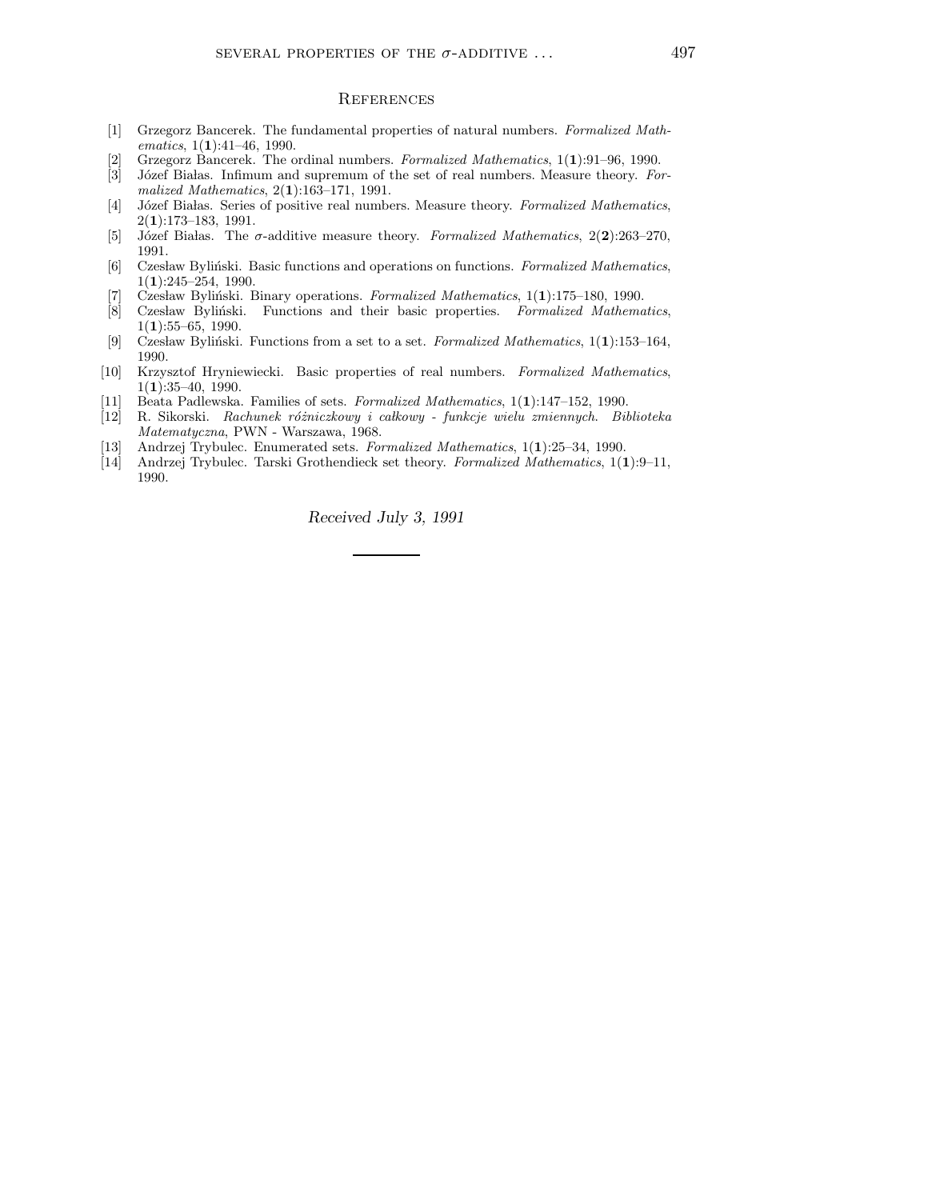## References

[1] Grzegorz Bancerek. The fundamental properties of natural numbers. *Formalized Mathematics*, 1(**1**):41–46, 1990.

[2] Grzegorz Bancerek. The ordinal numbers. *Formalized Mathematics*, 1(**1**):91–96, 1990.

[3] Józef Białas. Infimum and supremum of the set of real numbers. Measure theory. *Formalized Mathematics*, 2(**1**):163–171, 1991.

[4] Józef Białas. Series of positive real numbers. Measure theory. *Formalized Mathematics*, 2(**1**):173–183, 1991.

[5] Józef Białas. The $\sigma$-additive measure theory. *Formalized Mathematics*, 2(**2**):263–270, 1991.

[6] Czesław Byliński. Basic functions and operations on functions. *Formalized Mathematics*, 1(**1**):245–254, 1990.

[7] Czesław Byliński. Binary operations. *Formalized Mathematics*, 1(**1**):175–180, 1990.

[8] Czesław Byliński. Functions and their basic properties. *Formalized Mathematics*, 1(**1**):55–65, 1990.

[9] Czesław Byliński. Functions from a set to a set. *Formalized Mathematics*, 1(**1**):153–164, 1990.

[10] Krzysztof Hryniewiecki. Basic properties of real numbers. *Formalized Mathematics*, 1(**1**):35–40, 1990.

[11] Beata Padlewska. Families of sets. *Formalized Mathematics*, 1(**1**):147–152, 1990.

[12] R. Sikorski. *Rachunek różniczkowy i całkowy - funkcje wielu zmiennych*. *Biblioteka Matematyczna*, PWN - Warszawa, 1968.

[13] Andrzej Trybulec. Enumerated sets. *Formalized Mathematics*, 1(**1**):25–34, 1990.

[14] Andrzej Trybulec. Tarski Grothendieck set theory. *Formalized Mathematics*, 1(**1**):9–11, 1990.

*Received July 3, 1991*